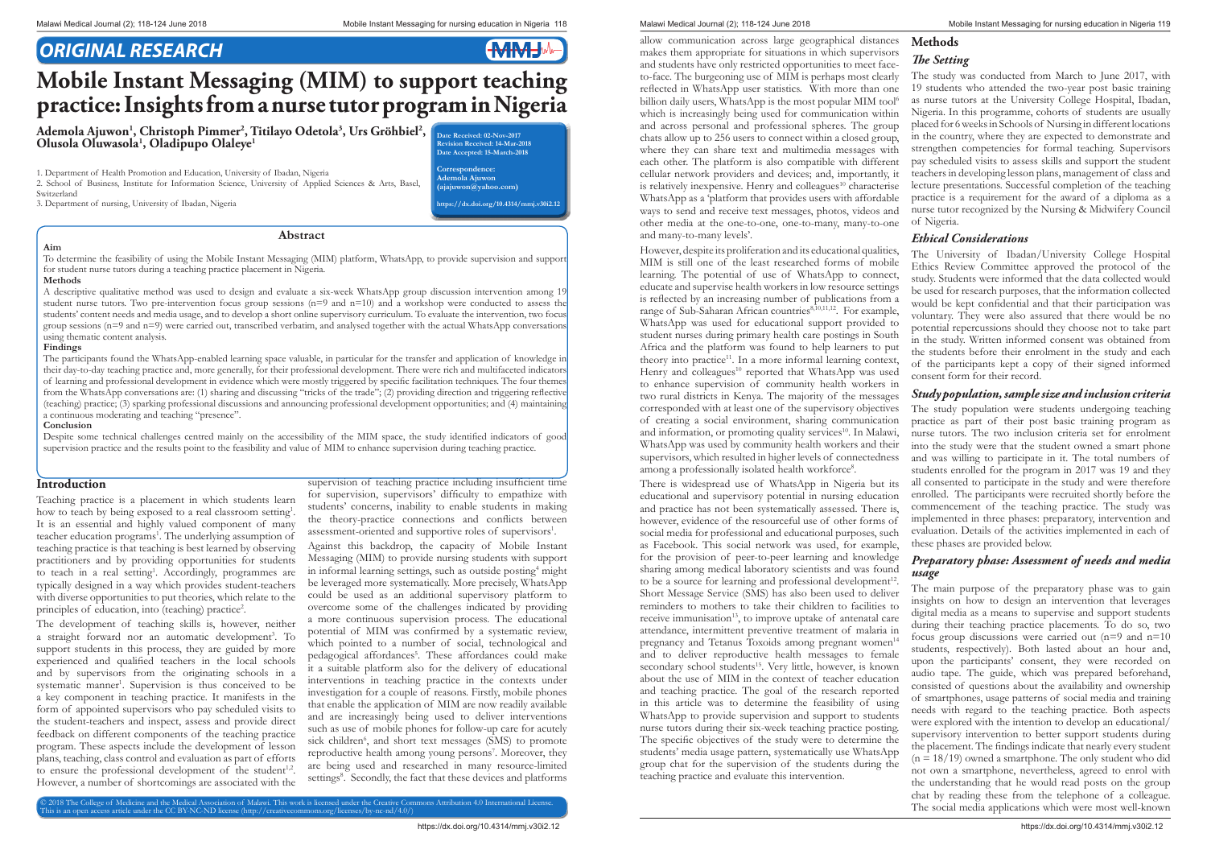*ORIGINAL RESEARCH*

# Mobile Instant Messaging (MIM) to support teaching practice: Insights from a nurse tutor program in Nigeria

**Ademola Ajuwon[1], Christoph Pimmer[2], Titilayo Odetola[3], Urs Gröhbiel[2], Olusola Oluwasola[1], Oladipupo Olaleye[1]**

1. Department of Health Promotion and Education, University of Ibadan, Nigeria
2. School of Business, Institute for Information Science, University of Applied Sciences & Arts, Basel, Switzerland
3. Department of nursing, University of Ibadan, Nigeria

**Date Received: 02-Nov-2017**
**Revision Received: 14-Mar-2018**
**Date Accepted: 15-March-2018**

**Correspondence:**
**Ademola Ajuwon**
**(ajajuwon@yahoo.com)**

**https://dx.doi.org/10.4314/mmj.v30i2.12**

## Abstract

**Aim**

To determine the feasibility of using the Mobile Instant Messaging (MIM) platform, WhatsApp, to provide supervision and support for student nurse tutors during a teaching practice placement in Nigeria.

**Methods**

A descriptive qualitative method was used to design and evaluate a six-week WhatsApp group discussion intervention among 19 student nurse tutors. Two pre-intervention focus group sessions (n=9 and n=10) and a workshop were conducted to assess the students' content needs and media usage, and to develop a short online supervisory curriculum. To evaluate the intervention, two focus group sessions (n=9 and n=9) were carried out, transcribed verbatim, and analysed together with the actual WhatsApp conversations using thematic content analysis.

**Findings**

The participants found the WhatsApp-enabled learning space valuable, in particular for the transfer and application of knowledge in their day-to-day teaching practice and, more generally, for their professional development. There were rich and multifaceted indicators of learning and professional development in evidence which were mostly triggered by specific facilitation techniques. The four themes from the WhatsApp conversations are: (1) sharing and discussing "tricks of the trade"; (2) providing direction and triggering reflective (teaching) practice; (3) sparking professional discussions and announcing professional development opportunities; and (4) maintaining a continuous moderating and teaching "presence".

**Conclusion**

Despite some technical challenges centred mainly on the accessibility of the MIM space, the study identified indicators of good supervision practice and the results point to the feasibility and value of MIM to enhance supervision during teaching practice.

## Introduction

Teaching practice is a placement in which students learn how to teach by being exposed to a real classroom setting[1]. It is an essential and highly valued component of many teacher education programs[1]. The underlying assumption of teaching practice is that teaching is best learned by observing practitioners and by providing opportunities for students to teach in a real setting[1]. Accordingly, programmes are typically designed in a way which provides student-teachers with diverse opportunities to put theories, which relate to the principles of education, into (teaching) practice[2].

The development of teaching skills is, however, neither a straight forward nor an automatic development[3]. To support students in this process, they are guided by more experienced and qualified teachers in the local schools and by supervisors from the originating schools in a systematic manner[1]. Supervision is thus conceived to be a key component in teaching practice. It manifests in the form of appointed supervisors who pay scheduled visits to the student-teachers and inspect, assess and provide direct feedback on different components of the teaching practice program. These aspects include the development of lesson plans, teaching, class control and evaluation as part of efforts to ensure the professional development of the student[1,2]. However, a number of shortcomings are associated with the supervision of teaching practice including insufficient time for supervision, supervisors' difficulty to empathize with students' concerns, inability to enable students in making the theory-practice connections and conflicts between assessment-oriented and supportive roles of supervisors[1].

Against this backdrop, the capacity of Mobile Instant Messaging (MIM) to provide nursing students with support in informal learning settings, such as outside posting[4] might be leveraged more systematically. More precisely, WhatsApp could be used as an additional supervisory platform to overcome some of the challenges indicated by providing a more continuous supervision process. The educational potential of MIM was confirmed by a systematic review, which pointed to a number of social, technological and pedagogical affordances[5]. These affordances could make it a suitable platform also for the delivery of educational interventions in teaching practice in the contexts under investigation for a couple of reasons. Firstly, mobile phones that enable the application of MIM are now readily available and are increasingly being used to deliver interventions such as use of mobile phones for follow-up care for acutely sick children[6], and short text messages (SMS) to promote reproductive health among young persons[7]. Moreover, they are being used and researched in many resource-limited settings[8]. Secondly, the fact that these devices and platforms allow communication across large geographical distances makes them appropriate for situations in which supervisors and students have only restricted opportunities to meet face-to-face. The burgeoning use of MIM is perhaps most clearly reflected in WhatsApp user statistics. With more than one billion daily users, WhatsApp is the most popular MIM tool[9] which is increasingly being used for communication within and across personal and professional spheres. The group chats allow up to 256 users to connect within a closed group, where they can share text and multimedia messages with each other. The platform is also compatible with different cellular network providers and devices; and, importantly, it is relatively inexpensive. Henry and colleagues[10] characterise WhatsApp as a 'platform that provides users with affordable ways to send and receive text messages, photos, videos and other media at the one-to-one, one-to-many, many-to-one and many-to-many levels'.

However, despite its proliferation and its educational qualities, MIM is still one of the least researched forms of mobile learning. The potential of use of WhatsApp to connect, educate and supervise health workers in low resource settings is reflected by an increasing number of publications from a range of Sub-Saharan African countries[8,10,11,12]. For example, WhatsApp was used for educational support provided to student nurses during primary health care postings in South Africa and the platform was found to help learners to put theory into practice[11]. In a more informal learning context, Henry and colleagues[10] reported that WhatsApp was used to enhance supervision of community health workers in two rural districts in Kenya. The majority of the messages corresponded with at least one of the supervisory objectives of creating a social environment, sharing communication and information, or promoting quality services[10]. In Malawi, WhatsApp was used by community health workers and their supervisors, which resulted in higher levels of connectedness among a professionally isolated health workforce[8].

There is widespread use of WhatsApp in Nigeria but its educational and supervisory potential in nursing education and practice has not been systematically assessed. There is, however, evidence of the resourceful use of other forms of social media for professional and educational purposes, such as Facebook. This social network was used, for example, for the provision of peer-to-peer learning and knowledge sharing among medical laboratory scientists and was found to be a source for learning and professional development[12]. Short Message Service (SMS) has also been used to deliver reminders to mothers to take their children to facilities to receive immunisation[13], to improve uptake of antenatal care attendance, intermittent preventive treatment of malaria in pregnancy and Tetanus Toxoids among pregnant women[14] and to deliver reproductive health messages to female secondary school students[15]. Very little, however, is known about the use of MIM in the context of teacher education and teaching practice. The goal of the research reported in this article was to determine the feasibility of using WhatsApp to provide supervision and support to students nurse tutors during their six-week teaching practice posting. The specific objectives of the study were to determine the students' media usage pattern, systematically use WhatsApp group chat for the supervision of the students during the teaching practice and evaluate this intervention.

## Methods

### *The Setting*

The study was conducted from March to June 2017, with 19 students who attended the two-year post basic training as nurse tutors at the University College Hospital, Ibadan, Nigeria. In this programme, cohorts of students are usually placed for 6 weeks in Schools of Nursing in different locations in the country, where they are expected to demonstrate and strengthen competencies for formal teaching. Supervisors pay scheduled visits to assess skills and support the student teachers in developing lesson plans, management of class and lecture presentations. Successful completion of the teaching practice is a requirement for the award of a diploma as a nurse tutor recognized by the Nursing & Midwifery Council of Nigeria.

### *Ethical Considerations*

The University of Ibadan/University College Hospital Ethics Review Committee approved the protocol of the study. Students were informed that the data collected would be used for research purposes, that the information collected would be kept confidential and that their participation was voluntary. They were also assured that there would be no potential repercussions should they choose not to take part in the study. Written informed consent was obtained from the students before their enrolment in the study and each of the participants kept a copy of their signed informed consent form for their record.

### *Study population, sample size and inclusion criteria*

The study population were students undergoing teaching practice as part of their post basic training program as nurse tutors. The two inclusion criteria set for enrolment into the study were that the student owned a smart phone and was willing to participate in it. The total numbers of students enrolled for the program in 2017 was 19 and they all consented to participate in the study and were therefore enrolled. The participants were recruited shortly before the commencement of the teaching practice. The study was implemented in three phases: preparatory, intervention and evaluation. Details of the activities implemented in each of these phases are provided below.

### *Preparatory phase: Assessment of needs and media usage*

The main purpose of the preparatory phase was to gain insights on how to design an intervention that leverages digital media as a means to supervise and support students during their teaching practice placements. To do so, two focus group discussions were carried out (n=9 and n=10 students, respectively). Both lasted about an hour and, upon the participants' consent, they were recorded on audio tape. The guide, which was prepared beforehand, consisted of questions about the availability and ownership of smartphones, usage patterns of social media and training needs with regard to the teaching practice. Both aspects were explored with the intention to develop an educational/supervisory intervention to better support students during the placement. The findings indicate that nearly every student (n = 18/19) owned a smartphone. The only student who did not own a smartphone, nevertheless, agreed to enrol with the understanding that he would read posts on the group chat by reading these from the telephone of a colleague. The social media applications which were most well-known

© 2018 The College of Medicine and the Medical Association of Malawi. This work is licensed under the Creative Commons Attribution 4.0 International License. This is an open access article under the CC BY-NC-ND license (http://creativecommons.org/licenses/by-nc-nd/4.0/)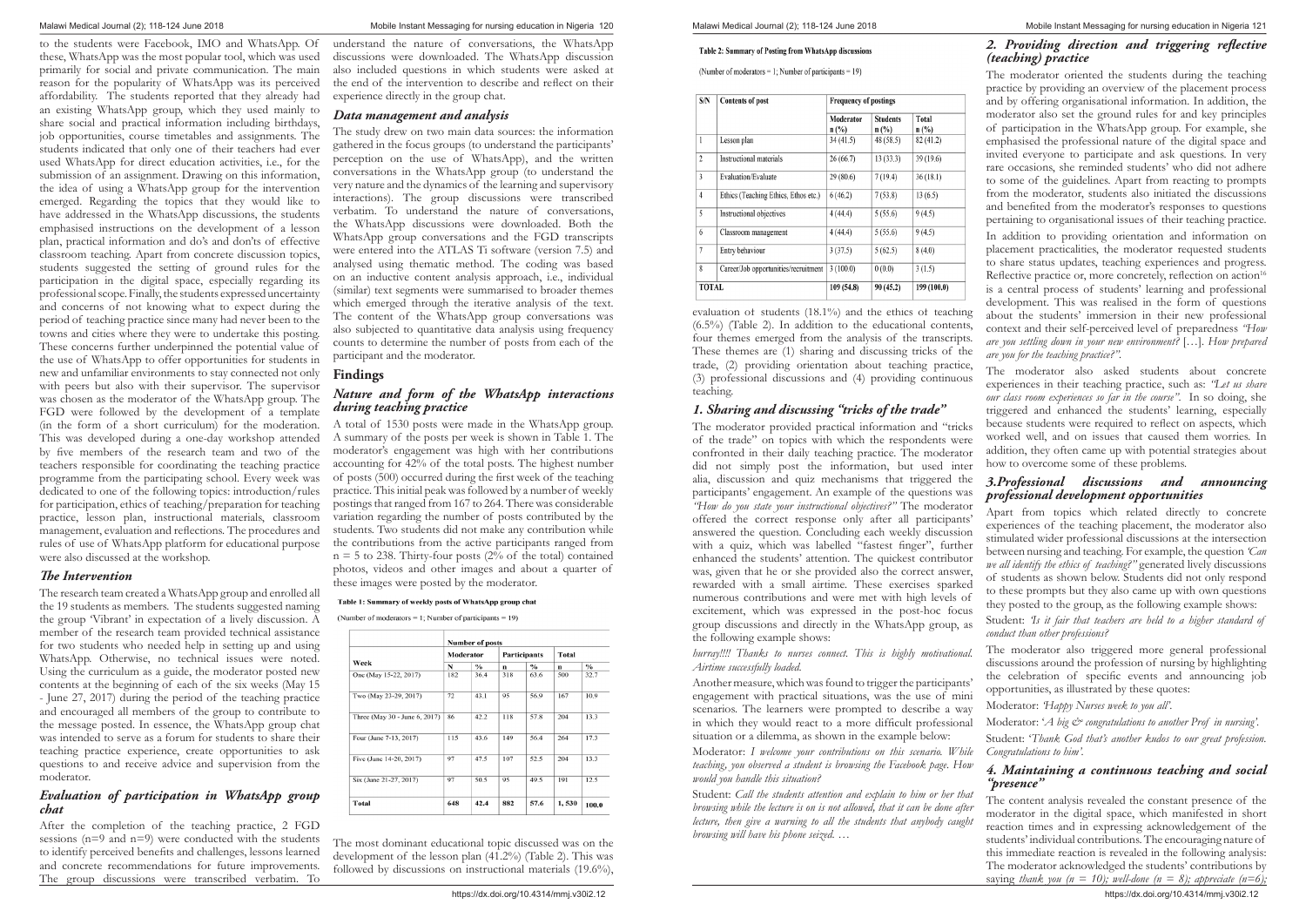to the students were Facebook, IMO and WhatsApp. Of these, WhatsApp was the most popular tool, which was used primarily for social and private communication. The main reason for the popularity of WhatsApp was its perceived affordability. The students reported that they already had an existing WhatsApp group, which they used mainly to share social and practical information including birthdays, job opportunities, course timetables and assignments. The students indicated that only one of their teachers had ever used WhatsApp for direct education activities, i.e., for the submission of an assignment. Drawing on this information, the idea of using a WhatsApp group for the intervention emerged. Regarding the topics that they would like to have addressed in the WhatsApp discussions, the students emphasised instructions on the development of a lesson plan, practical information and do's and don'ts of effective classroom teaching. Apart from concrete discussion topics, students suggested the setting of ground rules for the participation in the digital space, especially regarding its professional scope. Finally, the students expressed uncertainty and concerns of not knowing what to expect during the period of teaching practice since many had never been to the towns and cities where they were to undertake this posting. These concerns further underpinned the potential value of the use of WhatsApp to offer opportunities for students in new and unfamiliar environments to stay connected not only with peers but also with their supervisor. The supervisor was chosen as the moderator of the WhatsApp group. The FGD were followed by the development of a template (in the form of a short curriculum) for the moderation. This was developed during a one-day workshop attended by five members of the research team and two of the teachers responsible for coordinating the teaching practice programme from the participating school. Every week was dedicated to one of the following topics: introduction/rules for participation, ethics of teaching/preparation for teaching practice, lesson plan, instructional materials, classroom management, evaluation and reflections. The procedures and rules of use of WhatsApp platform for educational purpose were also discussed at the workshop.

### *The Intervention*

The research team created a WhatsApp group and enrolled all the 19 students as members. The students suggested naming the group 'Vibrant' in expectation of a lively discussion. A member of the research team provided technical assistance for two students who needed help in setting up and using WhatsApp. Otherwise, no technical issues were noted. Using the curriculum as a guide, the moderator posted new contents at the beginning of each of the six weeks (May 15 - June 27, 2017) during the period of the teaching practice and encouraged all members of the group to contribute to the message posted. In essence, the WhatsApp group chat was intended to serve as a forum for students to share their teaching practice experience, create opportunities to ask questions to and receive advice and supervision from the moderator.

### *Evaluation of participation in WhatsApp group chat*

After the completion of the teaching practice, 2 FGD sessions (n=9 and n=9) were conducted with the students to identify perceived benefits and challenges, lessons learned and concrete recommendations for future improvements. The group discussions were transcribed verbatim. To understand the nature of conversations, the WhatsApp discussions were downloaded. The WhatsApp discussion also included questions in which students were asked at the end of the intervention to describe and reflect on their experience directly in the group chat.

### *Data management and analysis*

The study drew on two main data sources: the information gathered in the focus groups (to understand the participants' perception on the use of WhatsApp), and the written conversations in the WhatsApp group (to understand the very nature and the dynamics of the learning and supervisory interactions). The group discussions were transcribed verbatim. To understand the nature of conversations, the WhatsApp discussions were downloaded. Both the WhatsApp group conversations and the FGD transcripts were entered into the ATLAS Ti software (version 7.5) and analysed using thematic method. The coding was based on an inductive content analysis approach, i.e., individual (similar) text segments were summarised to broader themes which emerged through the iterative analysis of the text. The content of the WhatsApp group conversations was also subjected to quantitative data analysis using frequency counts to determine the number of posts from each of the participant and the moderator.

## Findings

### *Nature and form of the WhatsApp interactions during teaching practice*

A total of 1530 posts were made in the WhatsApp group. A summary of the posts per week is shown in Table 1. The moderator's engagement was high with her contributions accounting for 42% of the total posts. The highest number of posts (500) occurred during the first week of the teaching practice. This initial peak was followed by a number of weekly postings that ranged from 167 to 264. There was considerable variation regarding the number of posts contributed by the students. Two students did not make any contribution while the contributions from the active participants ranged from n = 5 to 238. Thirty-four posts (2% of the total) contained photos, videos and other images and about a quarter of these images were posted by the moderator.

**Table 1: Summary of weekly posts of WhatsApp group chat**

(Number of moderators = 1; Number of participants = 19)

| Week | Number of posts | | | | | |
|---|---|---|---|---|---|---|
| | Moderator | | Participants | | Total | |
| | N | % | n | % | n | % |
| One (May 15-22, 2017) | 182 | 36.4 | 318 | 63.6 | 500 | 32.7 |
| Two (May 23-29, 2017) | 72 | 43.1 | 95 | 56.9 | 167 | 10.9 |
| Three (May 30 - June 6, 2017) | 86 | 42.2 | 118 | 57.8 | 204 | 13.3 |
| Four (June 7-13, 2017) | 115 | 43.6 | 149 | 56.4 | 264 | 17.3 |
| Five (June 14-20, 2017) | 97 | 47.5 | 107 | 52.5 | 204 | 13.3 |
| Six (June 21-27, 2017) | 97 | 50.5 | 95 | 49.5 | 191 | 12.5 |
| Total | 648 | 42.4 | 882 | 57.6 | 1, 530 | 100.0 |

The most dominant educational topic discussed was on the development of the lesson plan (41.2%) (Table 2). This was followed by discussions on instructional materials (19.6%), evaluation of students (18.1%) and the ethics of teaching (6.5%) (Table 2). In addition to the educational contents, four themes emerged from the analysis of the transcripts. These themes are (1) sharing and discussing tricks of the trade, (2) providing orientation about teaching practice, (3) professional discussions and (4) providing continuous teaching.

**Table 2: Summary of Posting from WhatsApp discussions**

(Number of moderators = 1; Number of participants = 19)

| S/N | Contents of post | Frequency of postings | | |
|---|---|---|---|---|
| | | Moderator n (%) | Students n (%) | Total n (%) |
| 1 | Lesson plan | 34 (41.5) | 48 (58.5) | 82 (41.2) |
| 2 | Instructional materials | 26 (66.7) | 13 (33.3) | 39 (19.6) |
| 3 | Evaluation/Evaluate | 29 (80.6) | 7 (19.4) | 36 (18.1) |
| 4 | Ethics (Teaching Ethics, Ethos etc.) | 6 (46.2) | 7 (53.8) | 13 (6.5) |
| 5 | Instructional objectives | 4 (44.4) | 5 (55.6) | 9 (4.5) |
| 6 | Classroom management | 4 (44.4) | 5 (55.6) | 9 (4.5) |
| 7 | Entry behaviour | 3 (37.5) | 5 (62.5) | 8 (4.0) |
| 8 | Career/Job opportunities/recruitment | 3 (100.0) | 0 (0.0) | 3 (1.5) |
| TOTAL | | 109 (54.8) | 90 (45.2) | 199 (100.0) |

### *1. Sharing and discussing "tricks of the trade"*

The moderator provided practical information and "tricks of the trade" on topics with which the respondents were confronted in their daily teaching practice. The moderator did not simply post the information, but used inter alia, discussion and quiz mechanisms that triggered the participants' engagement. An example of the questions was *"How do you state your instructional objectives?"* The moderator offered the correct response only after all participants' answered the question. Concluding each weekly discussion with a quiz, which was labelled "fastest finger", further enhanced the students' attention. The quickest contributor was, given that he or she provided also the correct answer, rewarded with a small airtime. These exercises sparked numerous contributions and were met with high levels of excitement, which was expressed in the post-hoc focus group discussions and directly in the WhatsApp group, as the following example shows:

*hurray!!!! Thanks to nurses connect. This is highly motivational. Airtime successfully loaded.*

Another measure, which was found to trigger the participants' engagement with practical situations, was the use of mini scenarios. The learners were prompted to describe a way in which they would react to a more difficult professional situation or a dilemma, as shown in the example below:

Moderator: *I welcome your contributions on this scenario. While teaching, you observed a student is browsing the Facebook page. How would you handle this situation?*

Student: *Call the students attention and explain to him or her that browsing while the lecture is on is not allowed, that it can be done after lecture, then give a warning to all the students that anybody caught browsing will have his phone seized.* …

### *2. Providing direction and triggering reflective (teaching) practice*

The moderator oriented the students during the teaching practice by providing an overview of the placement process and by offering organisational information. In addition, the moderator also set the ground rules for and key principles of participation in the WhatsApp group. For example, she emphasised the professional nature of the digital space and invited everyone to participate and ask questions. In very rare occasions, she reminded students' who did not adhere to some of the guidelines. Apart from reacting to prompts from the moderator, students also initiated the discussions and benefited from the moderator's responses to questions pertaining to organisational issues of their teaching practice.

In addition to providing orientation and information on placement practicalities, the moderator requested students to share status updates, teaching experiences and progress. Reflective practice or, more concretely, reflection on action[16] is a central process of students' learning and professional development. This was realised in the form of questions about the students' immersion in their new professional context and their self-perceived level of preparedness *"How are you settling down in your new environment?* […]. *How prepared are you for the teaching practice?"*.

The moderator also asked students about concrete experiences in their teaching practice, such as: *"Let us share our class room experiences so far in the course"*. In so doing, she triggered and enhanced the students' learning, especially because students were required to reflect on aspects, which worked well, and on issues that caused them worries. In addition, they often came up with potential strategies about how to overcome some of these problems.

### *3.Professional discussions and announcing professional development opportunities*

Apart from topics which related directly to concrete experiences of the teaching placement, the moderator also stimulated wider professional discussions at the intersection between nursing and teaching. For example, the question *'Can we all identify the ethics of teaching?"* generated lively discussions of students as shown below. Students did not only respond to these prompts but they also came up with own questions they posted to the group, as the following example shows:

Student: *'Is it fair that teachers are held to a higher standard of conduct than other professions?*

The moderator also triggered more general professional discussions around the profession of nursing by highlighting the celebration of specific events and announcing job opportunities, as illustrated by these quotes:

Moderator: *'Happy Nurses week to you all'*.

Moderator: '*A big & congratulations to another Prof in nursing'*.

Student: '*Thank God that's another kudos to our great profession. Congratulations to him'*.

### *4. Maintaining a continuous teaching and social "presence"*

The content analysis revealed the constant presence of the moderator in the digital space, which manifested in short reaction times and in expressing acknowledgement of the students' individual contributions. The encouraging nature of this immediate reaction is revealed in the following analysis: The moderator acknowledged the students' contributions by saying *thank you (n = 10); well-done (n = 8); appreciate (n=6);*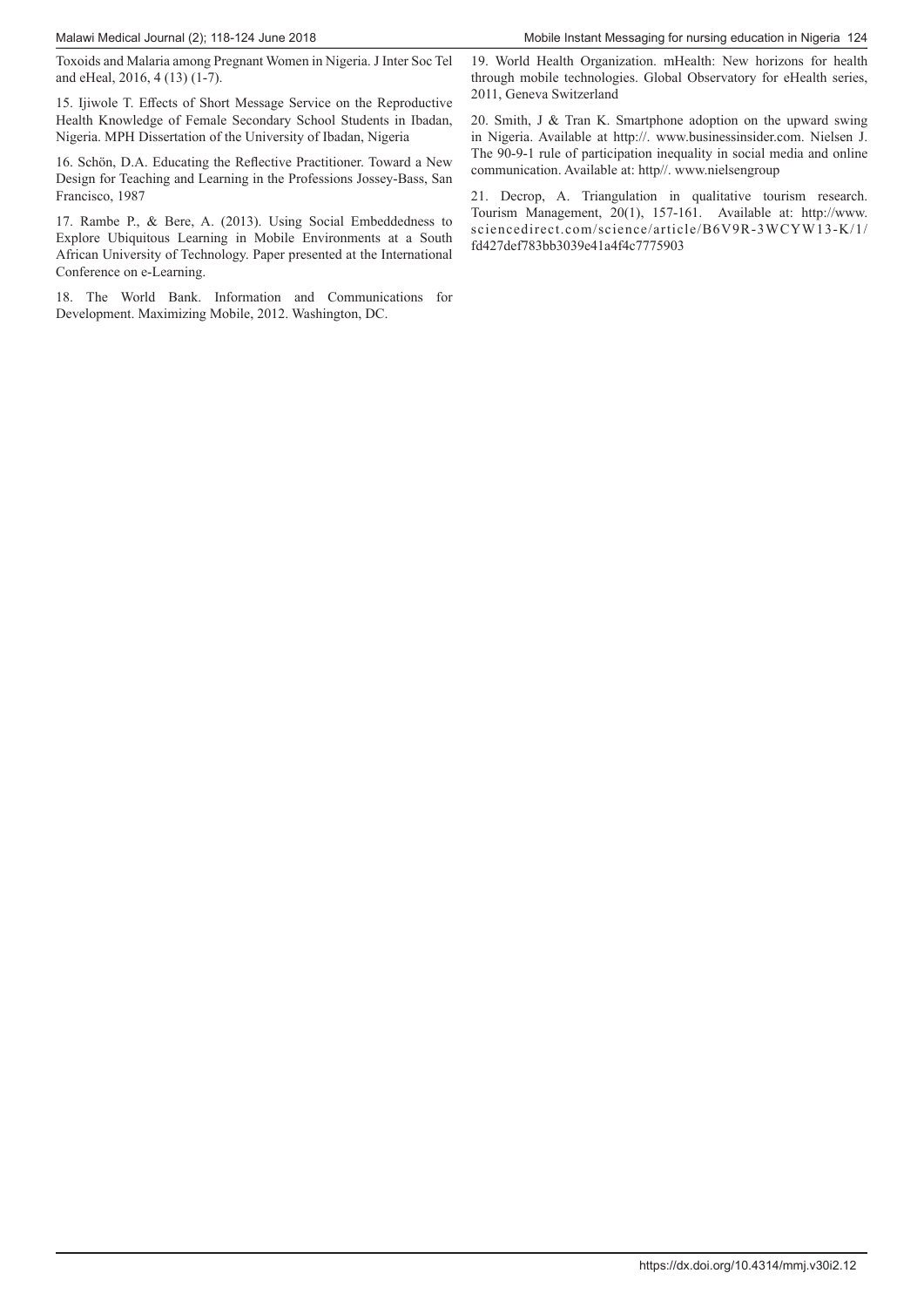Toxoids and Malaria among Pregnant Women in Nigeria. J Inter Soc Tel and eHeal, 2016, 4 (13) (1-7).

15. Ijiwole T. Effects of Short Message Service on the Reproductive Health Knowledge of Female Secondary School Students in Ibadan, Nigeria. MPH Dissertation of the University of Ibadan, Nigeria

16. Schön, D.A. Educating the Reflective Practitioner. Toward a New Design for Teaching and Learning in the Professions Jossey-Bass, San Francisco, 1987

17. Rambe P., & Bere, A. (2013). Using Social Embeddedness to Explore Ubiquitous Learning in Mobile Environments at a South African University of Technology. Paper presented at the International Conference on e-Learning.

18. The World Bank. Information and Communications for Development. Maximizing Mobile, 2012. Washington, DC.

19. World Health Organization. mHealth: New horizons for health through mobile technologies. Global Observatory for eHealth series, 2011, Geneva Switzerland

20. Smith, J & Tran K. Smartphone adoption on the upward swing in Nigeria. Available at http://. www.businessinsider.com. Nielsen J. The 90-9-1 rule of participation inequality in social media and online communication. Available at: http//. www.nielsengroup

21. Decrop, A. Triangulation in qualitative tourism research. Tourism Management, 20(1), 157-161. Available at: http://www.sciencedirect.com/science/article/B6V9R-3WCYW13-K/1/fd427def783bb3039e41a4f4c7775903